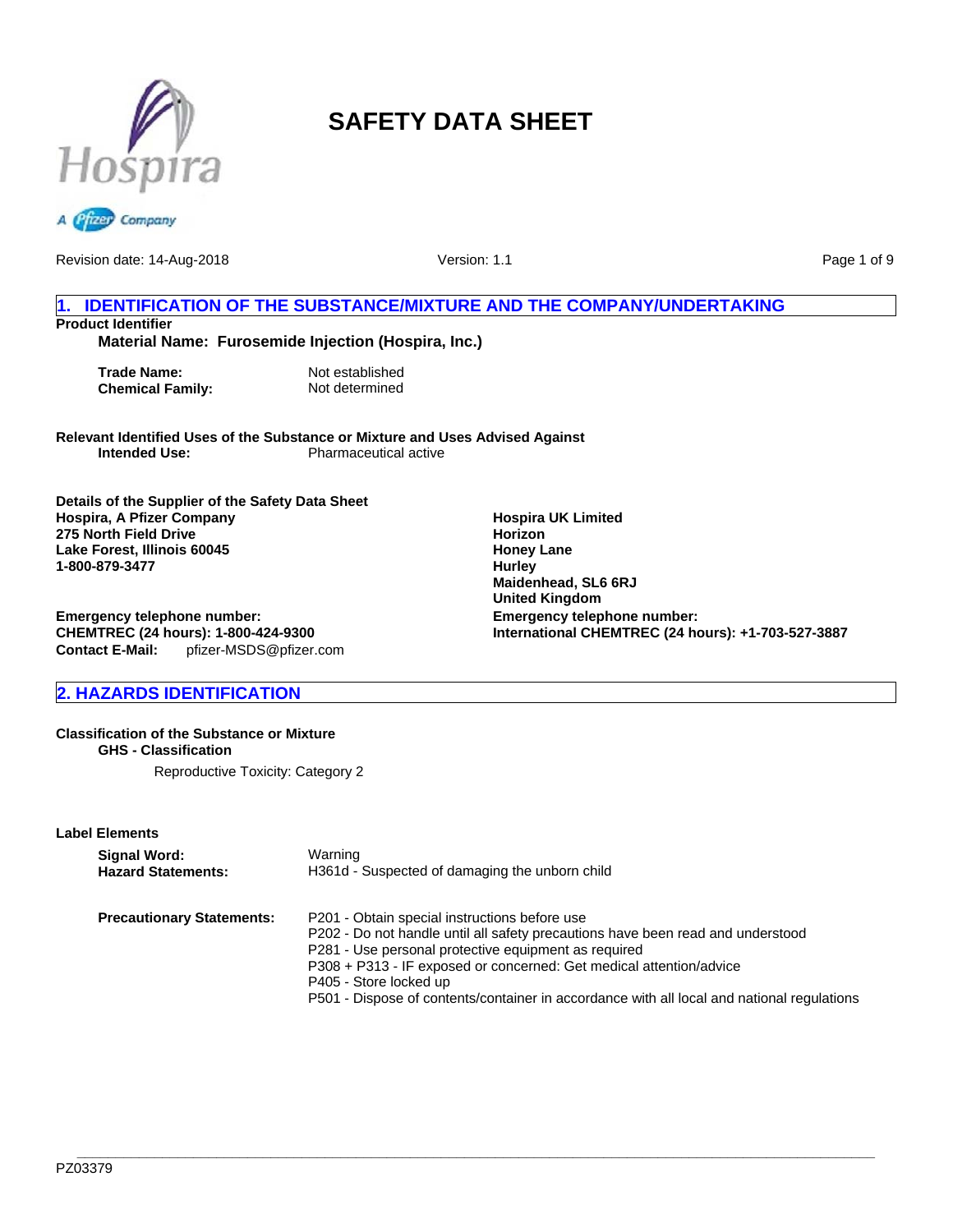# SAFETY DATA SHEET

Revision date: 14-Aug-2018

Version: 1.1

## 1. IDENTIFICATION OF THE SUBSTANCE/MIXTURE AND THE COMPANY/UNDERTAKING

**Product Identifier**

**Material Name: Furosemide Injection (Hospira, Inc.)**

**Trade Name:** Not established
**Chemical Family:** Not determined

**Relevant Identified Uses of the Substance or Mixture and Uses Advised Against**
**Intended Use:** Pharmaceutical active

**Details of the Supplier of the Safety Data Sheet**

**Hospira, A Pfizer Company**
**275 North Field Drive**
**Lake Forest, Illinois 60045**
**1-800-879-3477**

**Emergency telephone number:**
**CHEMTREC (24 hours): 1-800-424-9300**
**Contact E-Mail:** pfizer-MSDS@pfizer.com

**Hospira UK Limited**
**Horizon**
**Honey Lane**
**Hurley**
**Maidenhead, SL6 6RJ**
**United Kingdom**

**Emergency telephone number:**
**International CHEMTREC (24 hours): +1-703-527-3887**

## 2. HAZARDS IDENTIFICATION

**Classification of the Substance or Mixture**

**GHS - Classification**

Reproductive Toxicity: Category 2

**Label Elements**

**Signal Word:** Warning
**Hazard Statements:** H361d - Suspected of damaging the unborn child

**Precautionary Statements:**
P201 - Obtain special instructions before use
P202 - Do not handle until all safety precautions have been read and understood
P281 - Use personal protective equipment as required
P308 + P313 - IF exposed or concerned: Get medical attention/advice
P405 - Store locked up
P501 - Dispose of contents/container in accordance with all local and national regulations

PZ03379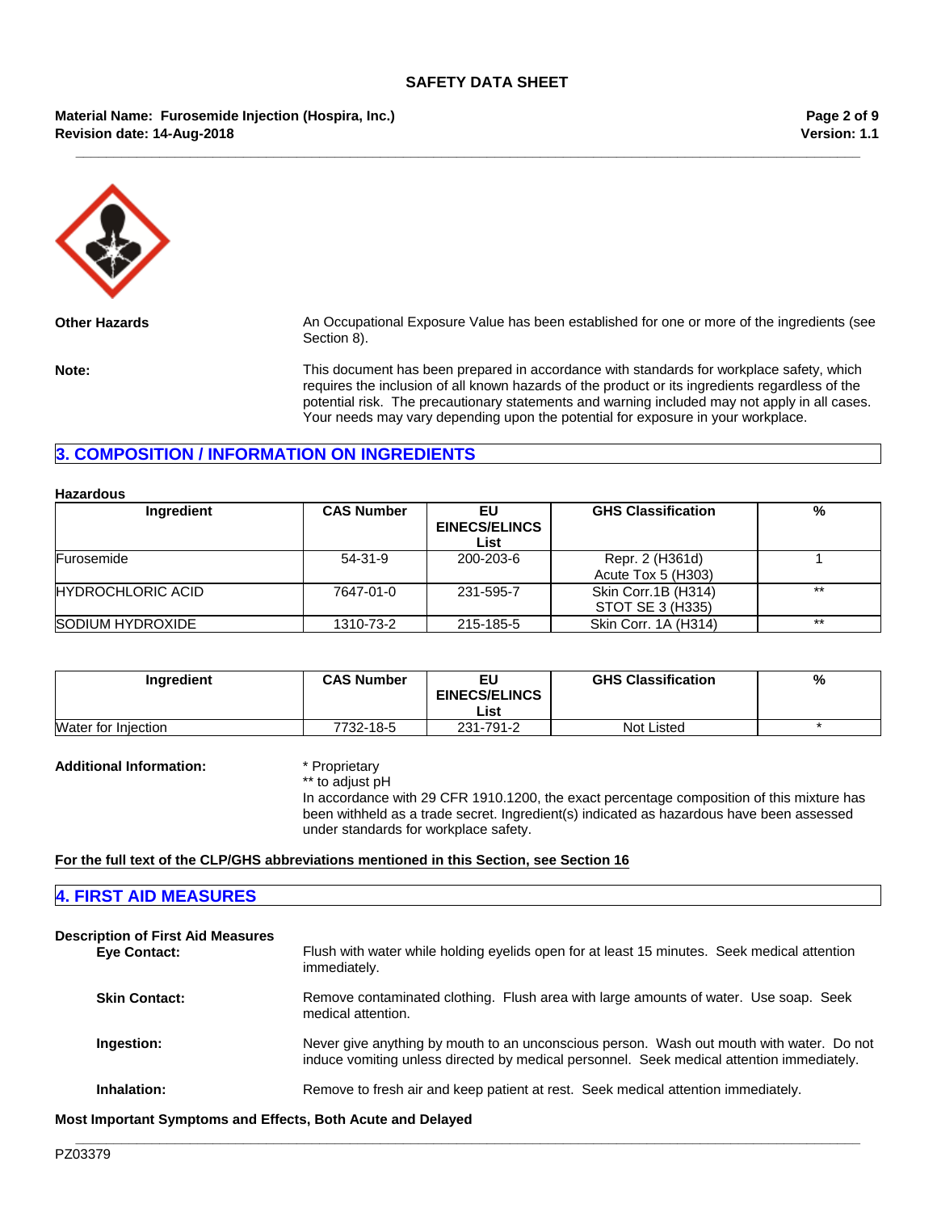**Other Hazards**

An Occupational Exposure Value has been established for one or more of the ingredients (see Section 8).

**Note:**

This document has been prepared in accordance with standards for workplace safety, which requires the inclusion of all known hazards of the product or its ingredients regardless of the potential risk. The precautionary statements and warning included may not apply in all cases. Your needs may vary depending upon the potential for exposure in your workplace.

## 3. COMPOSITION / INFORMATION ON INGREDIENTS

**Hazardous**

| Ingredient | CAS Number | EU EINECS/ELINCS List | GHS Classification | % |
|---|---|---|---|---|
| Furosemide | 54-31-9 | 200-203-6 | Repr. 2 (H361d)<br>Acute Tox 5 (H303) | 1 |
| HYDROCHLORIC ACID | 7647-01-0 | 231-595-7 | Skin Corr.1B (H314)<br>STOT SE 3 (H335) | ** |
| SODIUM HYDROXIDE | 1310-73-2 | 215-185-5 | Skin Corr. 1A (H314) | ** |

| Ingredient | CAS Number | EU EINECS/ELINCS List | GHS Classification | % |
|---|---|---|---|---|
| Water for Injection | 7732-18-5 | 231-791-2 | Not Listed | * |

**Additional Information:**

* Proprietary
** to adjust pH
In accordance with 29 CFR 1910.1200, the exact percentage composition of this mixture has been withheld as a trade secret. Ingredient(s) indicated as hazardous have been assessed under standards for workplace safety.

**For the full text of the CLP/GHS abbreviations mentioned in this Section, see Section 16**

## 4. FIRST AID MEASURES

**Description of First Aid Measures**

**Eye Contact:** Flush with water while holding eyelids open for at least 15 minutes. Seek medical attention immediately.

**Skin Contact:** Remove contaminated clothing. Flush area with large amounts of water. Use soap. Seek medical attention.

**Ingestion:** Never give anything by mouth to an unconscious person. Wash out mouth with water. Do not induce vomiting unless directed by medical personnel. Seek medical attention immediately.

**Inhalation:** Remove to fresh air and keep patient at rest. Seek medical attention immediately.

**Most Important Symptoms and Effects, Both Acute and Delayed**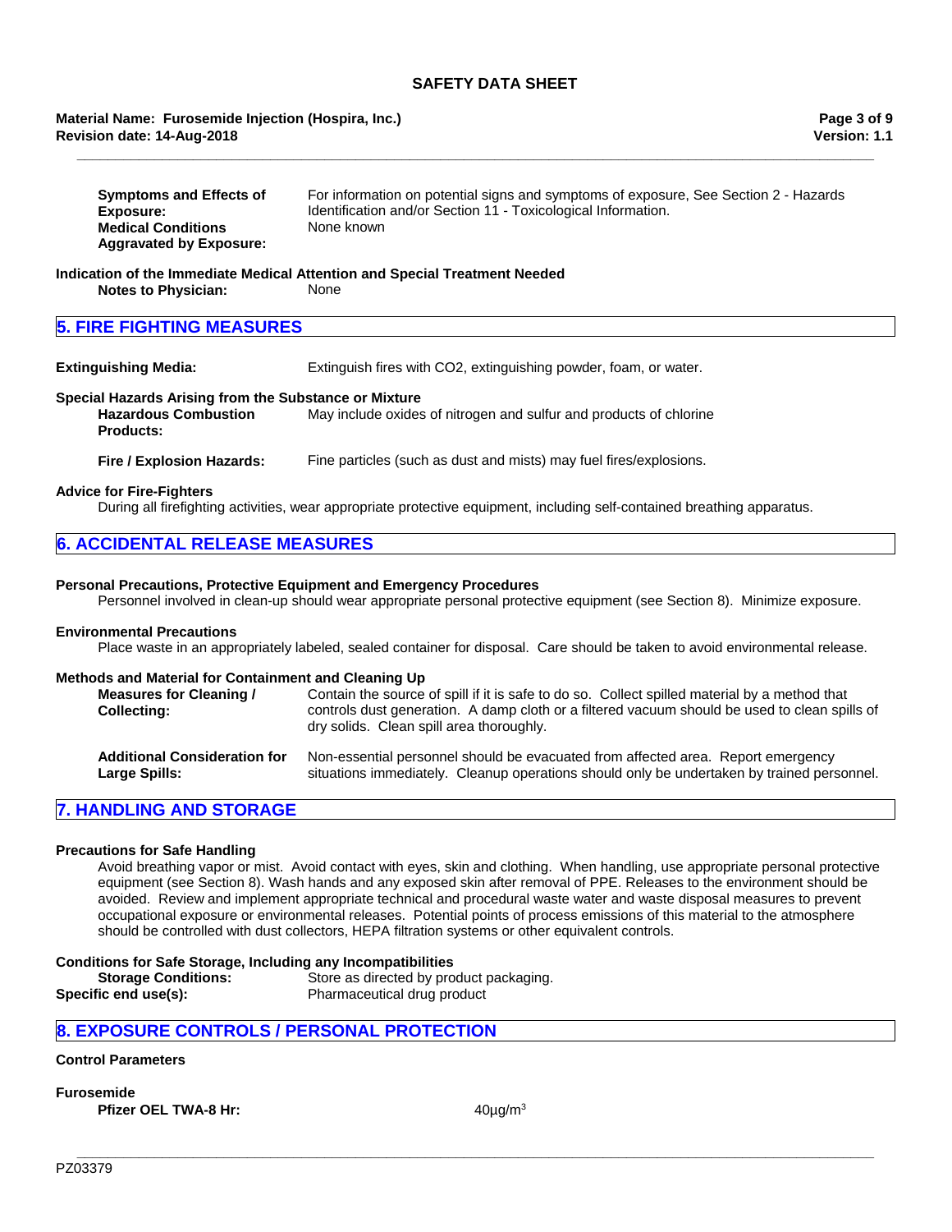**Symptoms and Effects of Exposure:** For information on potential signs and symptoms of exposure, See Section 2 - Hazards Identification and/or Section 11 - Toxicological Information.

**Medical Conditions Aggravated by Exposure:** None known

**Indication of the Immediate Medical Attention and Special Treatment Needed**

**Notes to Physician:** None

## 5. FIRE FIGHTING MEASURES

**Extinguishing Media:** Extinguish fires with CO2, extinguishing powder, foam, or water.

**Special Hazards Arising from the Substance or Mixture**

**Hazardous Combustion Products:** May include oxides of nitrogen and sulfur and products of chlorine

**Fire / Explosion Hazards:** Fine particles (such as dust and mists) may fuel fires/explosions.

**Advice for Fire-Fighters**

During all firefighting activities, wear appropriate protective equipment, including self-contained breathing apparatus.

## 6. ACCIDENTAL RELEASE MEASURES

**Personal Precautions, Protective Equipment and Emergency Procedures**

Personnel involved in clean-up should wear appropriate personal protective equipment (see Section 8). Minimize exposure.

**Environmental Precautions**

Place waste in an appropriately labeled, sealed container for disposal. Care should be taken to avoid environmental release.

**Methods and Material for Containment and Cleaning Up**

**Measures for Cleaning / Collecting:** Contain the source of spill if it is safe to do so. Collect spilled material by a method that controls dust generation. A damp cloth or a filtered vacuum should be used to clean spills of dry solids. Clean spill area thoroughly.

**Additional Consideration for Large Spills:** Non-essential personnel should be evacuated from affected area. Report emergency situations immediately. Cleanup operations should only be undertaken by trained personnel.

## 7. HANDLING AND STORAGE

**Precautions for Safe Handling**

Avoid breathing vapor or mist. Avoid contact with eyes, skin and clothing. When handling, use appropriate personal protective equipment (see Section 8). Wash hands and any exposed skin after removal of PPE. Releases to the environment should be avoided. Review and implement appropriate technical and procedural waste water and waste disposal measures to prevent occupational exposure or environmental releases. Potential points of process emissions of this material to the atmosphere should be controlled with dust collectors, HEPA filtration systems or other equivalent controls.

**Conditions for Safe Storage, Including any Incompatibilities**

**Storage Conditions:** Store as directed by product packaging.

**Specific end use(s):** Pharmaceutical drug product

## 8. EXPOSURE CONTROLS / PERSONAL PROTECTION

**Control Parameters**

**Furosemide**

**Pfizer OEL TWA-8 Hr:** 40µg/m$^3$

PZ03379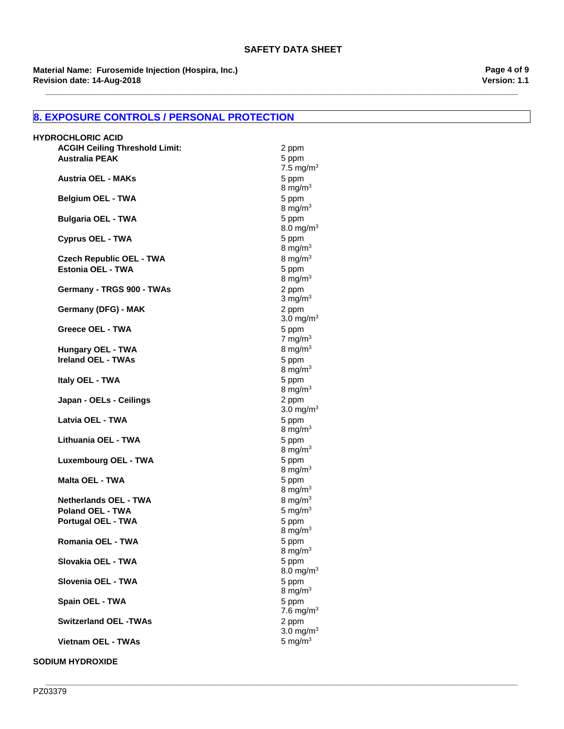## 8. EXPOSURE CONTROLS / PERSONAL PROTECTION

**HYDROCHLORIC ACID**

| | |
|---|---|
| **ACGIH Ceiling Threshold Limit:** | 2 ppm |
| **Australia PEAK** | 5 ppm<br>7.5 mg/m$^3$ |
| **Austria OEL - MAKs** | 5 ppm<br>8 mg/m$^3$ |
| **Belgium OEL - TWA** | 5 ppm<br>8 mg/m$^3$ |
| **Bulgaria OEL - TWA** | 5 ppm<br>8.0 mg/m$^3$ |
| **Cyprus OEL - TWA** | 5 ppm<br>8 mg/m$^3$ |
| **Czech Republic OEL - TWA** | 8 mg/m$^3$ |
| **Estonia OEL - TWA** | 5 ppm<br>8 mg/m$^3$ |
| **Germany - TRGS 900 - TWAs** | 2 ppm<br>3 mg/m$^3$ |
| **Germany (DFG) - MAK** | 2 ppm<br>3.0 mg/m$^3$ |
| **Greece OEL - TWA** | 5 ppm<br>7 mg/m$^3$ |
| **Hungary OEL - TWA** | 8 mg/m$^3$ |
| **Ireland OEL - TWAs** | 5 ppm<br>8 mg/m$^3$ |
| **Italy OEL - TWA** | 5 ppm<br>8 mg/m$^3$ |
| **Japan - OELs - Ceilings** | 2 ppm<br>3.0 mg/m$^3$ |
| **Latvia OEL - TWA** | 5 ppm<br>8 mg/m$^3$ |
| **Lithuania OEL - TWA** | 5 ppm<br>8 mg/m$^3$ |
| **Luxembourg OEL - TWA** | 5 ppm<br>8 mg/m$^3$ |
| **Malta OEL - TWA** | 5 ppm<br>8 mg/m$^3$ |
| **Netherlands OEL - TWA** | 8 mg/m$^3$ |
| **Poland OEL - TWA** | 5 mg/m$^3$ |
| **Portugal OEL - TWA** | 5 ppm<br>8 mg/m$^3$ |
| **Romania OEL - TWA** | 5 ppm<br>8 mg/m$^3$ |
| **Slovakia OEL - TWA** | 5 ppm<br>8.0 mg/m$^3$ |
| **Slovenia OEL - TWA** | 5 ppm<br>8 mg/m$^3$ |
| **Spain OEL - TWA** | 5 ppm<br>7.6 mg/m$^3$ |
| **Switzerland OEL -TWAs** | 2 ppm<br>3.0 mg/m$^3$ |
| **Vietnam OEL - TWAs** | 5 mg/m$^3$ |

**SODIUM HYDROXIDE**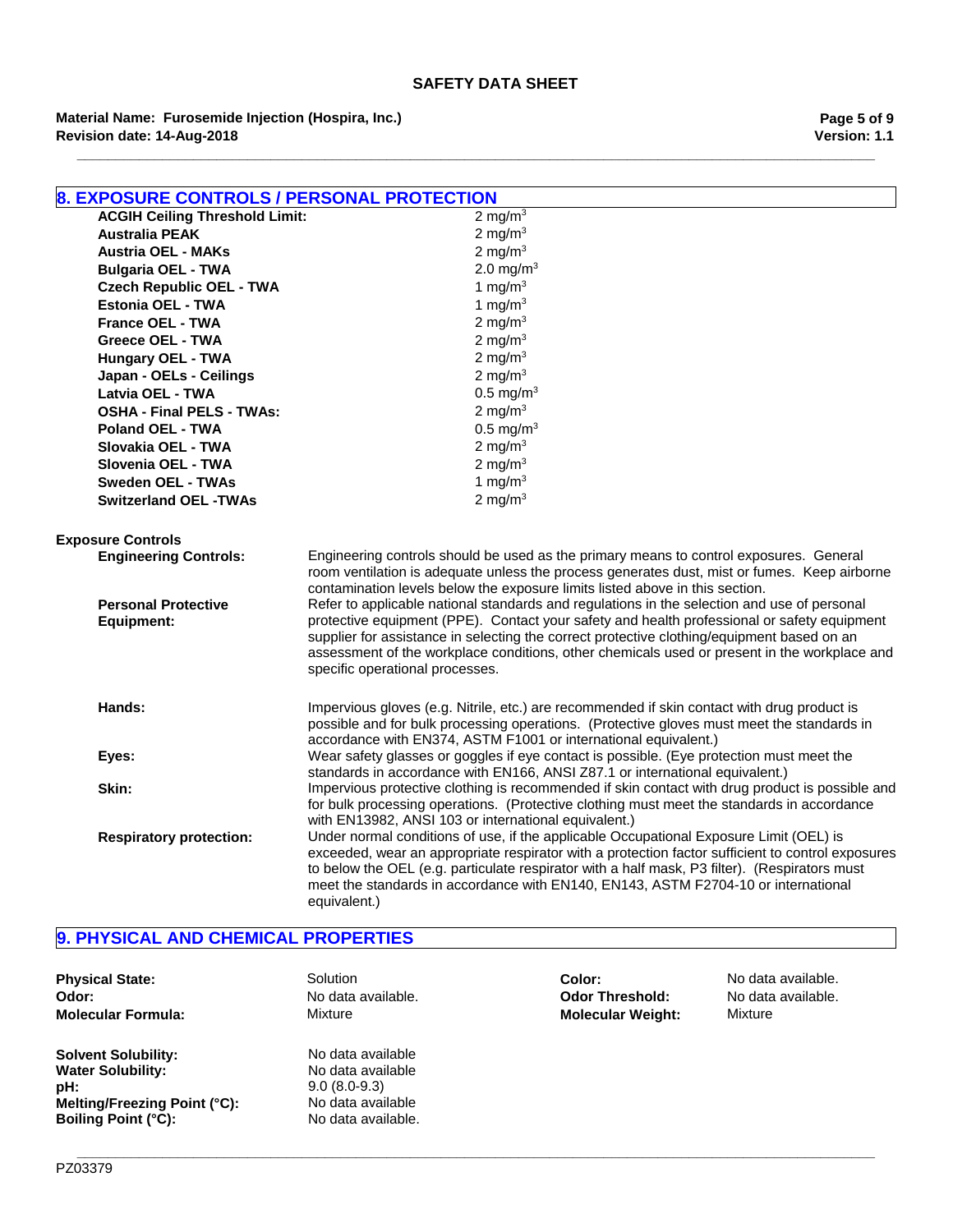## 8. EXPOSURE CONTROLS / PERSONAL PROTECTION

| | |
|---|---|
| **ACGIH Ceiling Threshold Limit:** | 2 mg/m$^3$ |
| **Australia PEAK** | 2 mg/m$^3$ |
| **Austria OEL - MAKs** | 2 mg/m$^3$ |
| **Bulgaria OEL - TWA** | 2.0 mg/m$^3$ |
| **Czech Republic OEL - TWA** | 1 mg/m$^3$ |
| **Estonia OEL - TWA** | 1 mg/m$^3$ |
| **France OEL - TWA** | 2 mg/m$^3$ |
| **Greece OEL - TWA** | 2 mg/m$^3$ |
| **Hungary OEL - TWA** | 2 mg/m$^3$ |
| **Japan - OELs - Ceilings** | 2 mg/m$^3$ |
| **Latvia OEL - TWA** | 0.5 mg/m$^3$ |
| **OSHA - Final PELS - TWAs:** | 2 mg/m$^3$ |
| **Poland OEL - TWA** | 0.5 mg/m$^3$ |
| **Slovakia OEL - TWA** | 2 mg/m$^3$ |
| **Slovenia OEL - TWA** | 2 mg/m$^3$ |
| **Sweden OEL - TWAs** | 1 mg/m$^3$ |
| **Switzerland OEL -TWAs** | 2 mg/m$^3$ |

**Exposure Controls**

**Engineering Controls:** Engineering controls should be used as the primary means to control exposures. General room ventilation is adequate unless the process generates dust, mist or fumes. Keep airborne contamination levels below the exposure limits listed above in this section.

**Personal Protective Equipment:** Refer to applicable national standards and regulations in the selection and use of personal protective equipment (PPE). Contact your safety and health professional or safety equipment supplier for assistance in selecting the correct protective clothing/equipment based on an assessment of the workplace conditions, other chemicals used or present in the workplace and specific operational processes.

**Hands:** Impervious gloves (e.g. Nitrile, etc.) are recommended if skin contact with drug product is possible and for bulk processing operations. (Protective gloves must meet the standards in accordance with EN374, ASTM F1001 or international equivalent.)

**Eyes:** Wear safety glasses or goggles if eye contact is possible. (Eye protection must meet the standards in accordance with EN166, ANSI Z87.1 or international equivalent.)

**Skin:** Impervious protective clothing is recommended if skin contact with drug product is possible and for bulk processing operations. (Protective clothing must meet the standards in accordance with EN13982, ANSI 103 or international equivalent.)

**Respiratory protection:** Under normal conditions of use, if the applicable Occupational Exposure Limit (OEL) is exceeded, wear an appropriate respirator with a protection factor sufficient to control exposures to below the OEL (e.g. particulate respirator with a half mask, P3 filter). (Respirators must meet the standards in accordance with EN140, EN143, ASTM F2704-10 or international equivalent.)

## 9. PHYSICAL AND CHEMICAL PROPERTIES

| | | | |
|---|---|---|---|
| **Physical State:** | Solution | **Color:** | No data available. |
| **Odor:** | No data available. | **Odor Threshold:** | No data available. |
| **Molecular Formula:** | Mixture | **Molecular Weight:** | Mixture |

| | |
|---|---|
| **Solvent Solubility:** | No data available |
| **Water Solubility:** | No data available |
| **pH:** | 9.0 (8.0-9.3) |
| **Melting/Freezing Point (°C):** | No data available |
| **Boiling Point (°C):** | No data available. |

PZ03379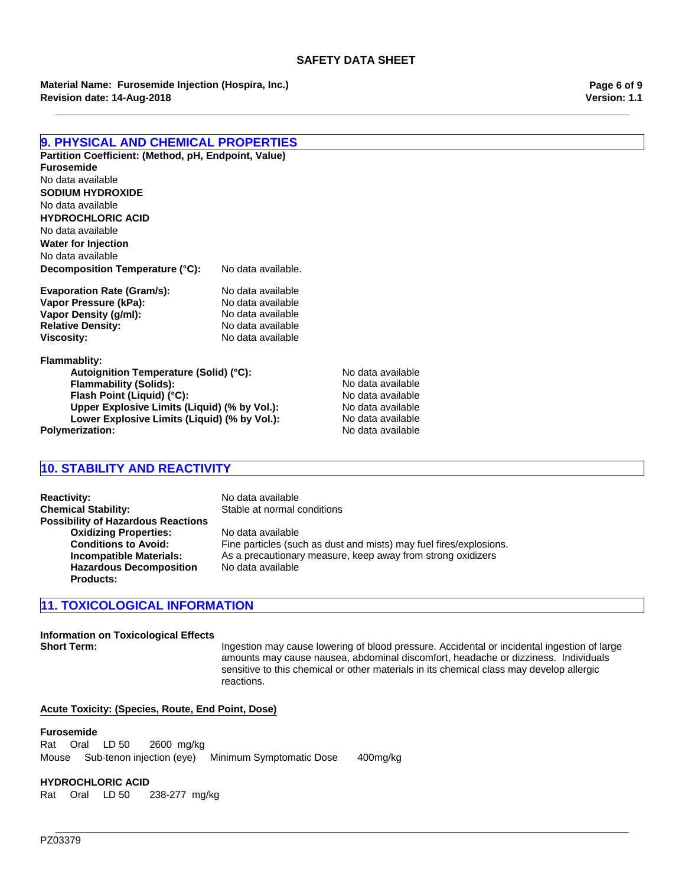## 9. PHYSICAL AND CHEMICAL PROPERTIES

**Partition Coefficient: (Method, pH, Endpoint, Value)**

**Furosemide**
No data available

**SODIUM HYDROXIDE**
No data available

**HYDROCHLORIC ACID**
No data available

**Water for Injection**
No data available

**Decomposition Temperature (°C):** No data available.

**Evaporation Rate (Gram/s):** No data available
**Vapor Pressure (kPa):** No data available
**Vapor Density (g/ml):** No data available
**Relative Density:** No data available
**Viscosity:** No data available

**Flammablity:**
- **Autoignition Temperature (Solid) (°C):** No data available
- **Flammability (Solids):** No data available
- **Flash Point (Liquid) (°C):** No data available
- **Upper Explosive Limits (Liquid) (% by Vol.):** No data available
- **Lower Explosive Limits (Liquid) (% by Vol.):** No data available

**Polymerization:** No data available

## 10. STABILITY AND REACTIVITY

**Reactivity:** No data available
**Chemical Stability:** Stable at normal conditions
**Possibility of Hazardous Reactions**
- **Oxidizing Properties:** No data available
- **Conditions to Avoid:** Fine particles (such as dust and mists) may fuel fires/explosions.
- **Incompatible Materials:** As a precautionary measure, keep away from strong oxidizers
- **Hazardous Decomposition Products:** No data available

## 11. TOXICOLOGICAL INFORMATION

**Information on Toxicological Effects**

**Short Term:** Ingestion may cause lowering of blood pressure. Accidental or incidental ingestion of large amounts may cause nausea, abdominal discomfort, headache or dizziness. Individuals sensitive to this chemical or other materials in its chemical class may develop allergic reactions.

**Acute Toxicity: (Species, Route, End Point, Dose)**

**Furosemide**
Rat Oral LD 50 2600 mg/kg
Mouse Sub-tenon injection (eye) Minimum Symptomatic Dose 400mg/kg

**HYDROCHLORIC ACID**
Rat Oral LD 50 238-277 mg/kg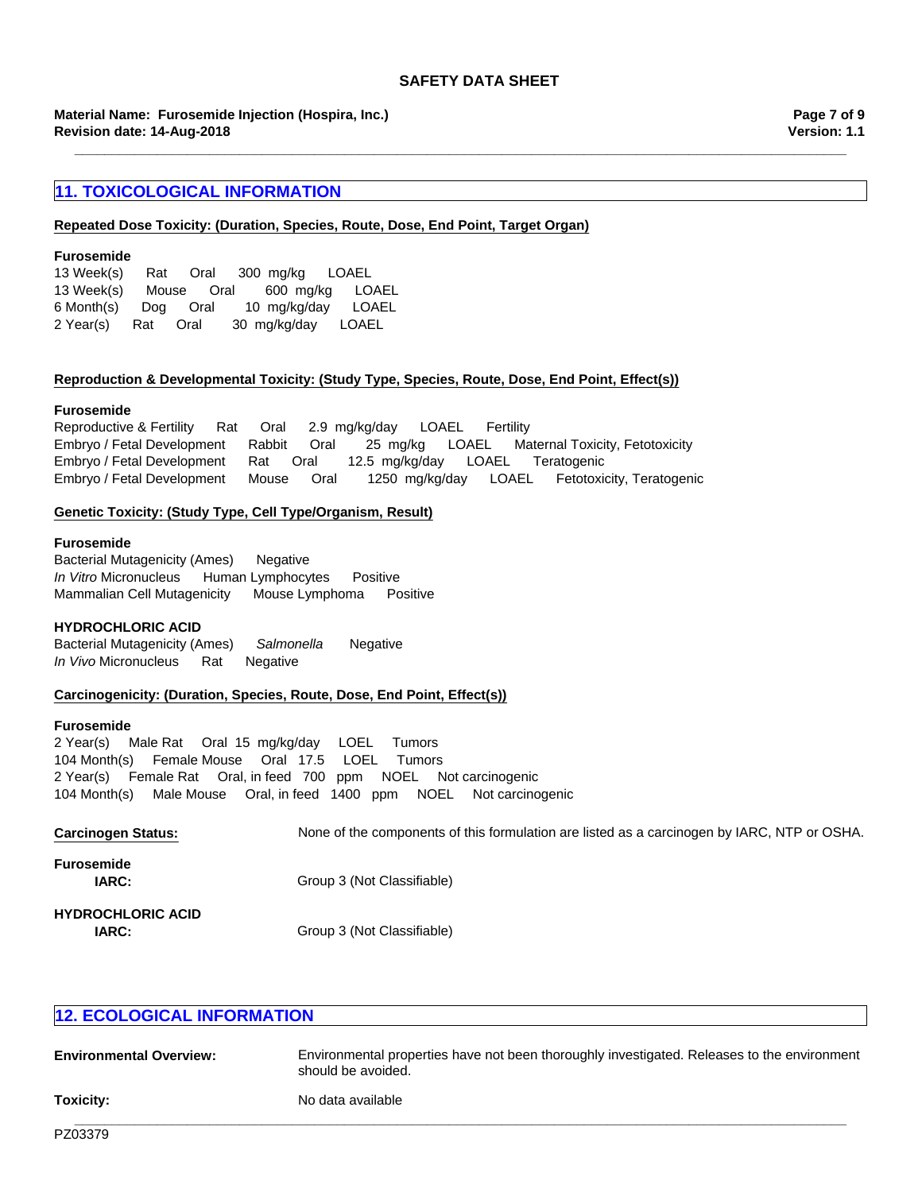## 11. TOXICOLOGICAL INFORMATION

**Repeated Dose Toxicity: (Duration, Species, Route, Dose, End Point, Target Organ)**

**Furosemide**

13 Week(s) Rat Oral 300 mg/kg LOAEL
13 Week(s) Mouse Oral 600 mg/kg LOAEL
6 Month(s) Dog Oral 10 mg/kg/day LOAEL
2 Year(s) Rat Oral 30 mg/kg/day LOAEL

**Reproduction & Developmental Toxicity: (Study Type, Species, Route, Dose, End Point, Effect(s))**

**Furosemide**

Reproductive & Fertility Rat Oral 2.9 mg/kg/day LOAEL Fertility
Embryo / Fetal Development Rabbit Oral 25 mg/kg LOAEL Maternal Toxicity, Fetotoxicity
Embryo / Fetal Development Rat Oral 12.5 mg/kg/day LOAEL Teratogenic
Embryo / Fetal Development Mouse Oral 1250 mg/kg/day LOAEL Fetotoxicity, Teratogenic

**Genetic Toxicity: (Study Type, Cell Type/Organism, Result)**

**Furosemide**

Bacterial Mutagenicity (Ames) Negative
*In Vitro* Micronucleus Human Lymphocytes Positive
Mammalian Cell Mutagenicity Mouse Lymphoma Positive

**HYDROCHLORIC ACID**

Bacterial Mutagenicity (Ames) *Salmonella* Negative
*In Vivo* Micronucleus Rat Negative

**Carcinogenicity: (Duration, Species, Route, Dose, End Point, Effect(s))**

**Furosemide**

2 Year(s) Male Rat Oral 15 mg/kg/day LOEL Tumors
104 Month(s) Female Mouse Oral 17.5 LOEL Tumors
2 Year(s) Female Rat Oral, in feed 700 ppm NOEL Not carcinogenic
104 Month(s) Male Mouse Oral, in feed 1400 ppm NOEL Not carcinogenic

**Carcinogen Status:** None of the components of this formulation are listed as a carcinogen by IARC, NTP or OSHA.

**Furosemide**

**IARC:** Group 3 (Not Classifiable)

**HYDROCHLORIC ACID**

**IARC:** Group 3 (Not Classifiable)

## 12. ECOLOGICAL INFORMATION

**Environmental Overview:** Environmental properties have not been thoroughly investigated. Releases to the environment should be avoided.

**Toxicity:** No data available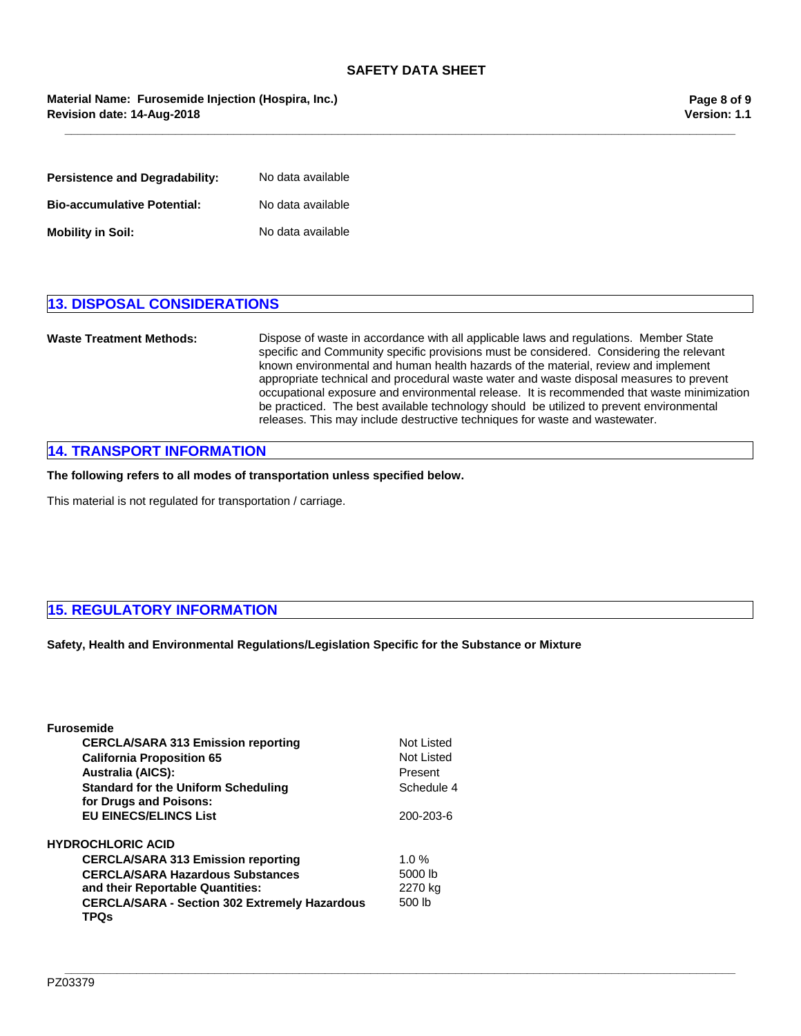**Persistence and Degradability:** No data available

**Bio-accumulative Potential:** No data available

**Mobility in Soil:** No data available

## 13. DISPOSAL CONSIDERATIONS

**Waste Treatment Methods:** Dispose of waste in accordance with all applicable laws and regulations. Member State specific and Community specific provisions must be considered. Considering the relevant known environmental and human health hazards of the material, review and implement appropriate technical and procedural waste water and waste disposal measures to prevent occupational exposure and environmental release. It is recommended that waste minimization be practiced. The best available technology should be utilized to prevent environmental releases. This may include destructive techniques for waste and wastewater.

## 14. TRANSPORT INFORMATION

**The following refers to all modes of transportation unless specified below.**

This material is not regulated for transportation / carriage.

## 15. REGULATORY INFORMATION

**Safety, Health and Environmental Regulations/Legislation Specific for the Substance or Mixture**

**Furosemide**

| | |
|---|---|
| **CERCLA/SARA 313 Emission reporting** | Not Listed |
| **California Proposition 65** | Not Listed |
| **Australia (AICS):** | Present |
| **Standard for the Uniform Scheduling for Drugs and Poisons:** | Schedule 4 |
| **EU EINECS/ELINCS List** | 200-203-6 |

**HYDROCHLORIC ACID**

| | |
|---|---|
| **CERCLA/SARA 313 Emission reporting** | 1.0 % |
| **CERCLA/SARA Hazardous Substances and their Reportable Quantities:** | 5000 lb<br>2270 kg |
| **CERCLA/SARA - Section 302 Extremely Hazardous TPQs** | 500 lb |

PZ03379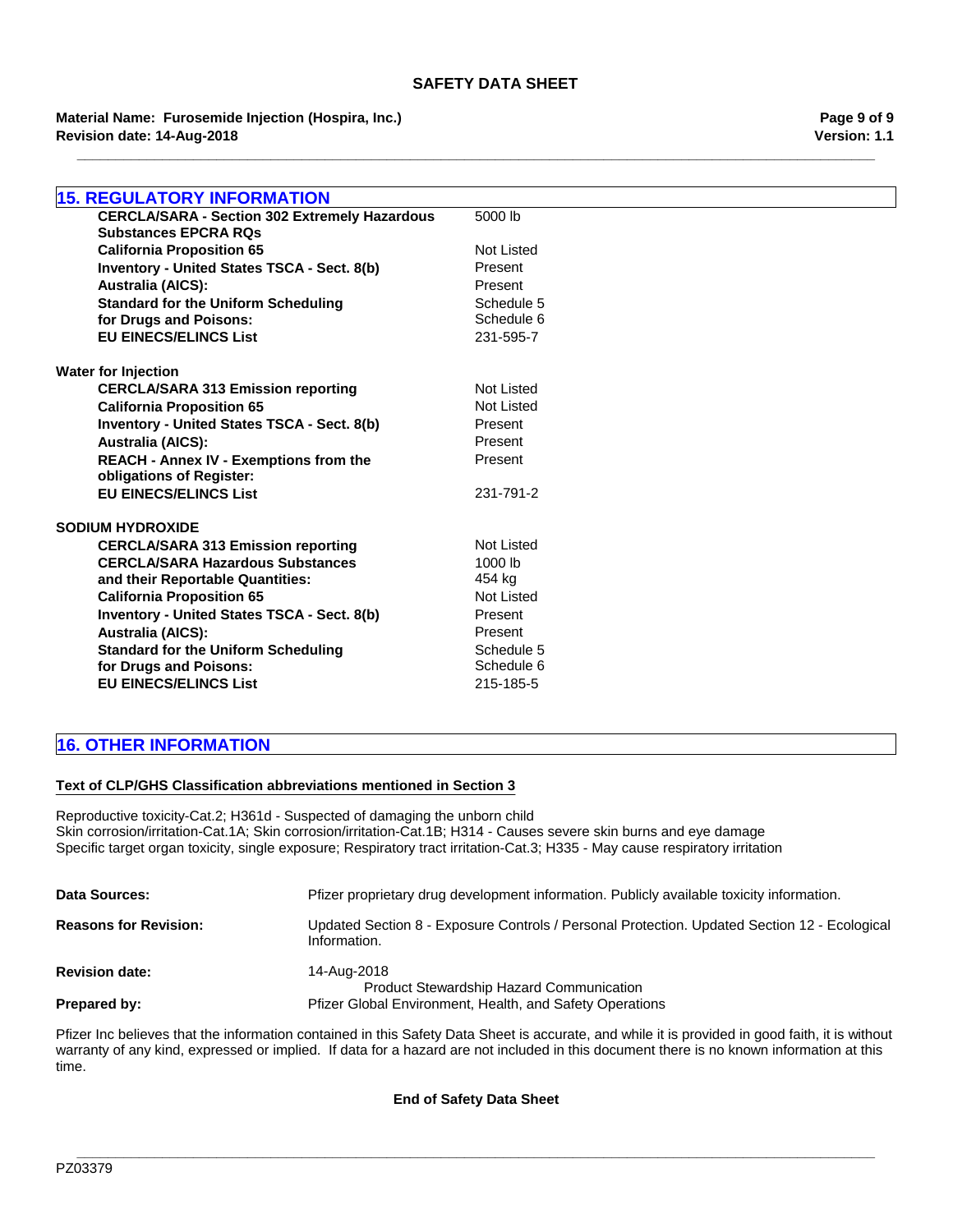## 15. REGULATORY INFORMATION

| | |
|---|---|
| **CERCLA/SARA - Section 302 Extremely Hazardous Substances EPCRA RQs** | 5000 lb |
| **California Proposition 65** | Not Listed |
| **Inventory - United States TSCA - Sect. 8(b)** | Present |
| **Australia (AICS):** | Present |
| **Standard for the Uniform Scheduling for Drugs and Poisons:** | Schedule 5<br>Schedule 6 |
| **EU EINECS/ELINCS List** | 231-595-7 |

**Water for Injection**

| | |
|---|---|
| **CERCLA/SARA 313 Emission reporting** | Not Listed |
| **California Proposition 65** | Not Listed |
| **Inventory - United States TSCA - Sect. 8(b)** | Present |
| **Australia (AICS):** | Present |
| **REACH - Annex IV - Exemptions from the obligations of Register:** | Present |
| **EU EINECS/ELINCS List** | 231-791-2 |

**SODIUM HYDROXIDE**

| | |
|---|---|
| **CERCLA/SARA 313 Emission reporting** | Not Listed |
| **CERCLA/SARA Hazardous Substances and their Reportable Quantities:** | 1000 lb<br>454 kg |
| **California Proposition 65** | Not Listed |
| **Inventory - United States TSCA - Sect. 8(b)** | Present |
| **Australia (AICS):** | Present |
| **Standard for the Uniform Scheduling for Drugs and Poisons:** | Schedule 5<br>Schedule 6 |
| **EU EINECS/ELINCS List** | 215-185-5 |

## 16. OTHER INFORMATION

**Text of CLP/GHS Classification abbreviations mentioned in Section 3**

Reproductive toxicity-Cat.2; H361d - Suspected of damaging the unborn child
Skin corrosion/irritation-Cat.1A; Skin corrosion/irritation-Cat.1B; H314 - Causes severe skin burns and eye damage
Specific target organ toxicity, single exposure; Respiratory tract irritation-Cat.3; H335 - May cause respiratory irritation

| | |
|---|---|
| **Data Sources:** | Pfizer proprietary drug development information. Publicly available toxicity information. |
| **Reasons for Revision:** | Updated Section 8 - Exposure Controls / Personal Protection. Updated Section 12 - Ecological Information. |
| **Revision date:** | 14-Aug-2018 |
| **Prepared by:** | Product Stewardship Hazard Communication<br>Pfizer Global Environment, Health, and Safety Operations |

Pfizer Inc believes that the information contained in this Safety Data Sheet is accurate, and while it is provided in good faith, it is without warranty of any kind, expressed or implied. If data for a hazard are not included in this document there is no known information at this time.

**End of Safety Data Sheet**